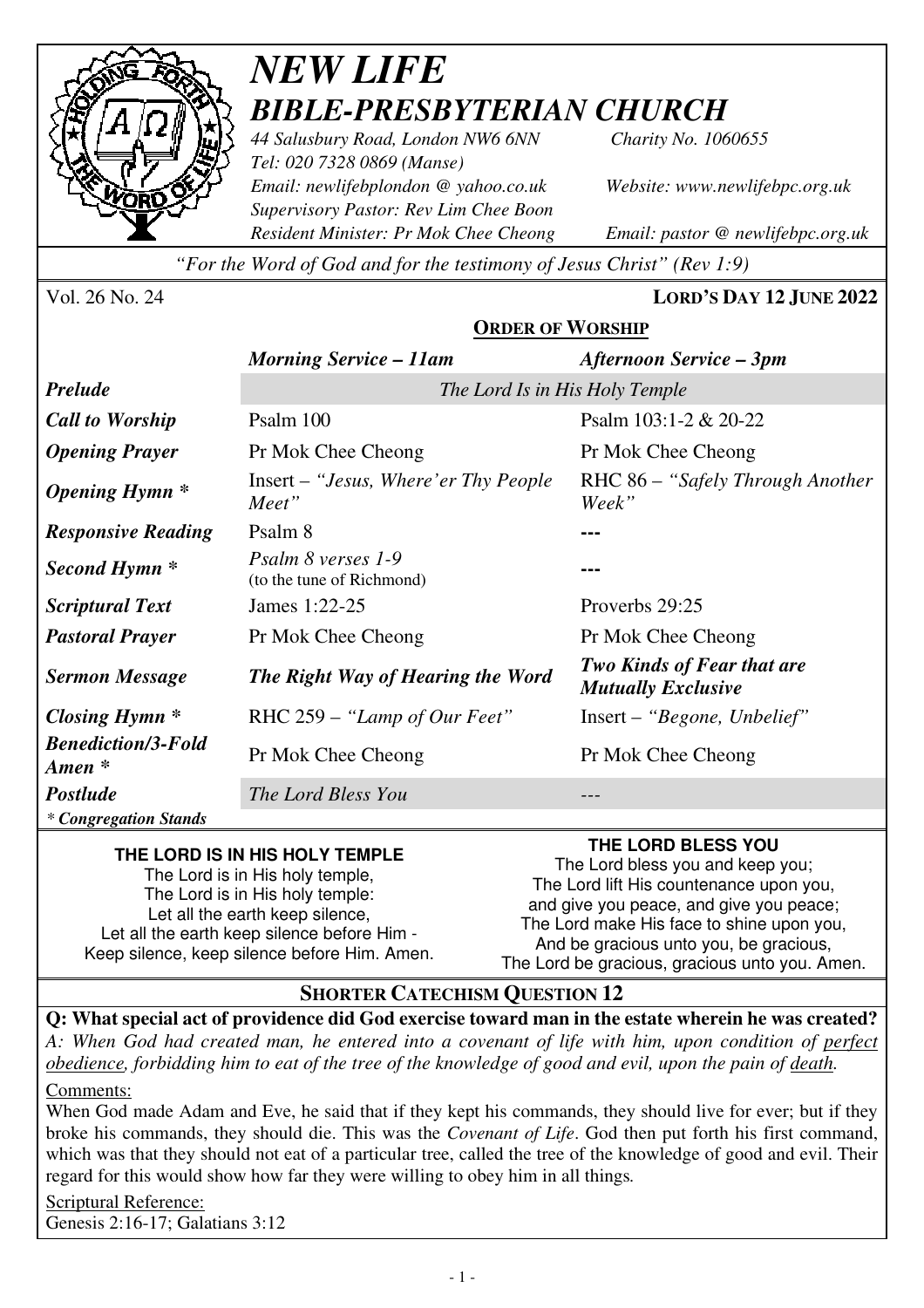# *NEW LIFE*
# *BIBLE-PRESBYTERIAN CHURCH*

*44 Salusbury Road, London NW6 6NN* *Charity No. 1060655*
*Tel: 020 7328 0869 (Manse)*
*Email: newlifebplondon @ yahoo.co.uk* *Website: www.newlifebpc.org.uk*
*Supervisory Pastor: Rev Lim Chee Boon*
*Resident Minister: Pr Mok Chee Cheong* *Email: pastor @ newlifebpc.org.uk*

*"For the Word of God and for the testimony of Jesus Christ" (Rev 1:9)*

Vol. 26 No. 24 **LORD'S DAY 12 JUNE 2022**

## ORDER OF WORSHIP

| | *Morning Service – 11am* | *Afternoon Service – 3pm* |
|---|---|---|
| ***Prelude*** | *The Lord Is in His Holy Temple* | |
| ***Call to Worship*** | Psalm 100 | Psalm 103:1-2 & 20-22 |
| ***Opening Prayer*** | Pr Mok Chee Cheong | Pr Mok Chee Cheong |
| ***Opening Hymn **** | Insert – *"Jesus, Where'er Thy People Meet"* | RHC 86 – *"Safely Through Another Week"* |
| ***Responsive Reading*** | Psalm 8 | --- |
| ***Second Hymn **** | *Psalm 8 verses 1-9* (to the tune of Richmond) | --- |
| ***Scriptural Text*** | James 1:22-25 | Proverbs 29:25 |
| ***Pastoral Prayer*** | Pr Mok Chee Cheong | Pr Mok Chee Cheong |
| ***Sermon Message*** | ***The Right Way of Hearing the Word*** | ***Two Kinds of Fear that are Mutually Exclusive*** |
| ***Closing Hymn **** | RHC 259 – *"Lamp of Our Feet"* | Insert – *"Begone, Unbelief"* |
| ***Benediction/3-Fold Amen **** | Pr Mok Chee Cheong | Pr Mok Chee Cheong |
| ***Postlude*** | *The Lord Bless You* | --- |

*\* Congregation Stands*

**THE LORD IS IN HIS HOLY TEMPLE**

The Lord is in His holy temple,
The Lord is in His holy temple:
Let all the earth keep silence,
Let all the earth keep silence before Him -
Keep silence, keep silence before Him. Amen.

**THE LORD BLESS YOU**

The Lord bless you and keep you;
The Lord lift His countenance upon you,
and give you peace, and give you peace;
The Lord make His face to shine upon you,
And be gracious unto you, be gracious,
The Lord be gracious, gracious unto you. Amen.

## SHORTER CATECHISM QUESTION 12

**Q: What special act of providence did God exercise toward man in the estate wherein he was created?**

*A: When God had created man, he entered into a covenant of life with him, upon condition of perfect obedience, forbidding him to eat of the tree of the knowledge of good and evil, upon the pain of death.*

Comments:

When God made Adam and Eve, he said that if they kept his commands, they should live for ever; but if they broke his commands, they should die. This was the *Covenant of Life*. God then put forth his first command, which was that they should not eat of a particular tree, called the tree of the knowledge of good and evil. Their regard for this would show how far they were willing to obey him in all things.

Scriptural Reference:

Genesis 2:16-17; Galatians 3:12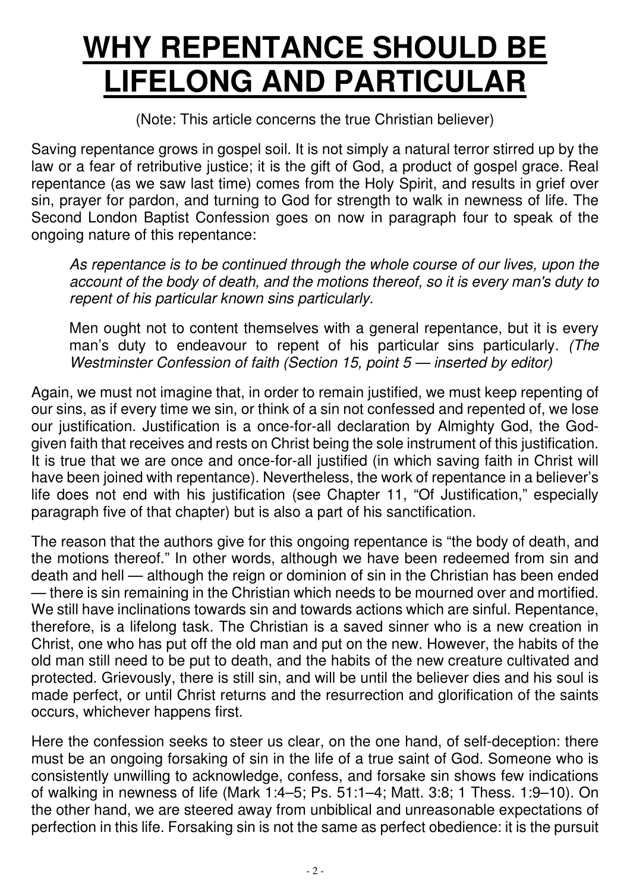# WHY REPENTANCE SHOULD BE LIFELONG AND PARTICULAR

(Note: This article concerns the true Christian believer)

Saving repentance grows in gospel soil. It is not simply a natural terror stirred up by the law or a fear of retributive justice; it is the gift of God, a product of gospel grace. Real repentance (as we saw last time) comes from the Holy Spirit, and results in grief over sin, prayer for pardon, and turning to God for strength to walk in newness of life. The Second London Baptist Confession goes on now in paragraph four to speak of the ongoing nature of this repentance:

> *As repentance is to be continued through the whole course of our lives, upon the account of the body of death, and the motions thereof, so it is every man's duty to repent of his particular known sins particularly.*
>
> Men ought not to content themselves with a general repentance, but it is every man's duty to endeavour to repent of his particular sins particularly. *(The Westminster Confession of faith (Section 15, point 5 — inserted by editor)*

Again, we must not imagine that, in order to remain justified, we must keep repenting of our sins, as if every time we sin, or think of a sin not confessed and repented of, we lose our justification. Justification is a once-for-all declaration by Almighty God, the God-given faith that receives and rests on Christ being the sole instrument of this justification. It is true that we are once and once-for-all justified (in which saving faith in Christ will have been joined with repentance). Nevertheless, the work of repentance in a believer's life does not end with his justification (see Chapter 11, "Of Justification," especially paragraph five of that chapter) but is also a part of his sanctification.

The reason that the authors give for this ongoing repentance is "the body of death, and the motions thereof." In other words, although we have been redeemed from sin and death and hell — although the reign or dominion of sin in the Christian has been ended — there is sin remaining in the Christian which needs to be mourned over and mortified. We still have inclinations towards sin and towards actions which are sinful. Repentance, therefore, is a lifelong task. The Christian is a saved sinner who is a new creation in Christ, one who has put off the old man and put on the new. However, the habits of the old man still need to be put to death, and the habits of the new creature cultivated and protected. Grievously, there is still sin, and will be until the believer dies and his soul is made perfect, or until Christ returns and the resurrection and glorification of the saints occurs, whichever happens first.

Here the confession seeks to steer us clear, on the one hand, of self-deception: there must be an ongoing forsaking of sin in the life of a true saint of God. Someone who is consistently unwilling to acknowledge, confess, and forsake sin shows few indications of walking in newness of life (Mark 1:4–5; Ps. 51:1–4; Matt. 3:8; 1 Thess. 1:9–10). On the other hand, we are steered away from unbiblical and unreasonable expectations of perfection in this life. Forsaking sin is not the same as perfect obedience: it is the pursuit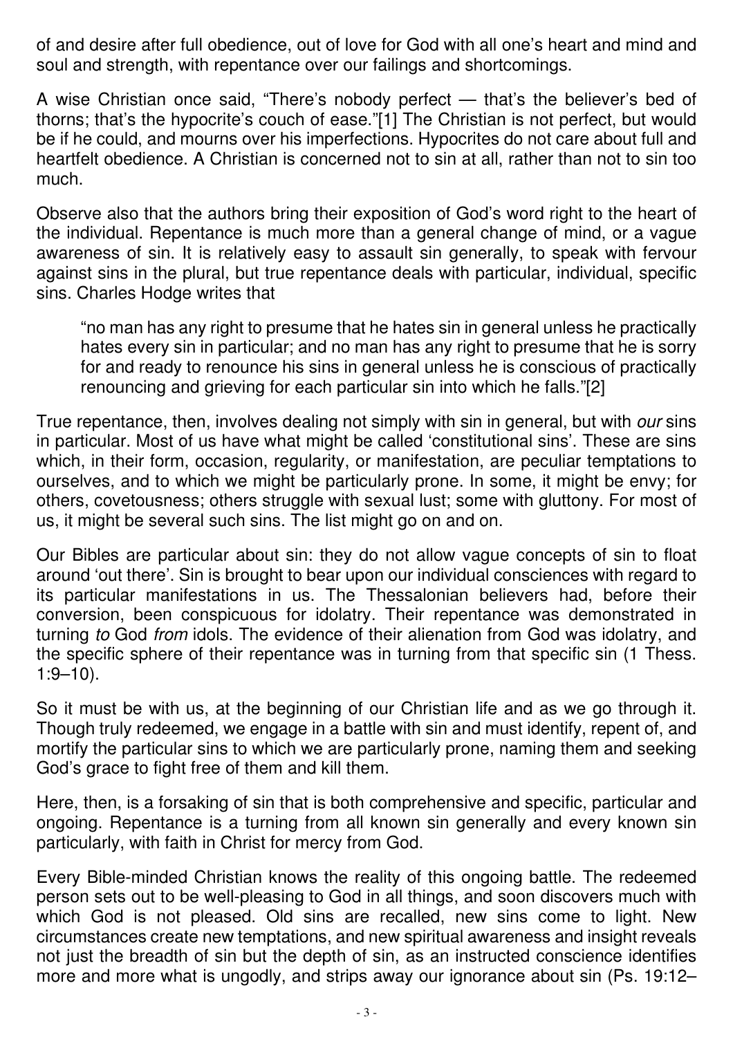of and desire after full obedience, out of love for God with all one's heart and mind and soul and strength, with repentance over our failings and shortcomings.

A wise Christian once said, "There's nobody perfect — that's the believer's bed of thorns; that's the hypocrite's couch of ease."[1] The Christian is not perfect, but would be if he could, and mourns over his imperfections. Hypocrites do not care about full and heartfelt obedience. A Christian is concerned not to sin at all, rather than not to sin too much.

Observe also that the authors bring their exposition of God's word right to the heart of the individual. Repentance is much more than a general change of mind, or a vague awareness of sin. It is relatively easy to assault sin generally, to speak with fervour against sins in the plural, but true repentance deals with particular, individual, specific sins. Charles Hodge writes that

> "no man has any right to presume that he hates sin in general unless he practically hates every sin in particular; and no man has any right to presume that he is sorry for and ready to renounce his sins in general unless he is conscious of practically renouncing and grieving for each particular sin into which he falls."[2]

True repentance, then, involves dealing not simply with sin in general, but with *our* sins in particular. Most of us have what might be called 'constitutional sins'. These are sins which, in their form, occasion, regularity, or manifestation, are peculiar temptations to ourselves, and to which we might be particularly prone. In some, it might be envy; for others, covetousness; others struggle with sexual lust; some with gluttony. For most of us, it might be several such sins. The list might go on and on.

Our Bibles are particular about sin: they do not allow vague concepts of sin to float around 'out there'. Sin is brought to bear upon our individual consciences with regard to its particular manifestations in us. The Thessalonian believers had, before their conversion, been conspicuous for idolatry. Their repentance was demonstrated in turning *to* God *from* idols. The evidence of their alienation from God was idolatry, and the specific sphere of their repentance was in turning from that specific sin (1 Thess. 1:9–10).

So it must be with us, at the beginning of our Christian life and as we go through it. Though truly redeemed, we engage in a battle with sin and must identify, repent of, and mortify the particular sins to which we are particularly prone, naming them and seeking God's grace to fight free of them and kill them.

Here, then, is a forsaking of sin that is both comprehensive and specific, particular and ongoing. Repentance is a turning from all known sin generally and every known sin particularly, with faith in Christ for mercy from God.

Every Bible-minded Christian knows the reality of this ongoing battle. The redeemed person sets out to be well-pleasing to God in all things, and soon discovers much with which God is not pleased. Old sins are recalled, new sins come to light. New circumstances create new temptations, and new spiritual awareness and insight reveals not just the breadth of sin but the depth of sin, as an instructed conscience identifies more and more what is ungodly, and strips away our ignorance about sin (Ps. 19:12–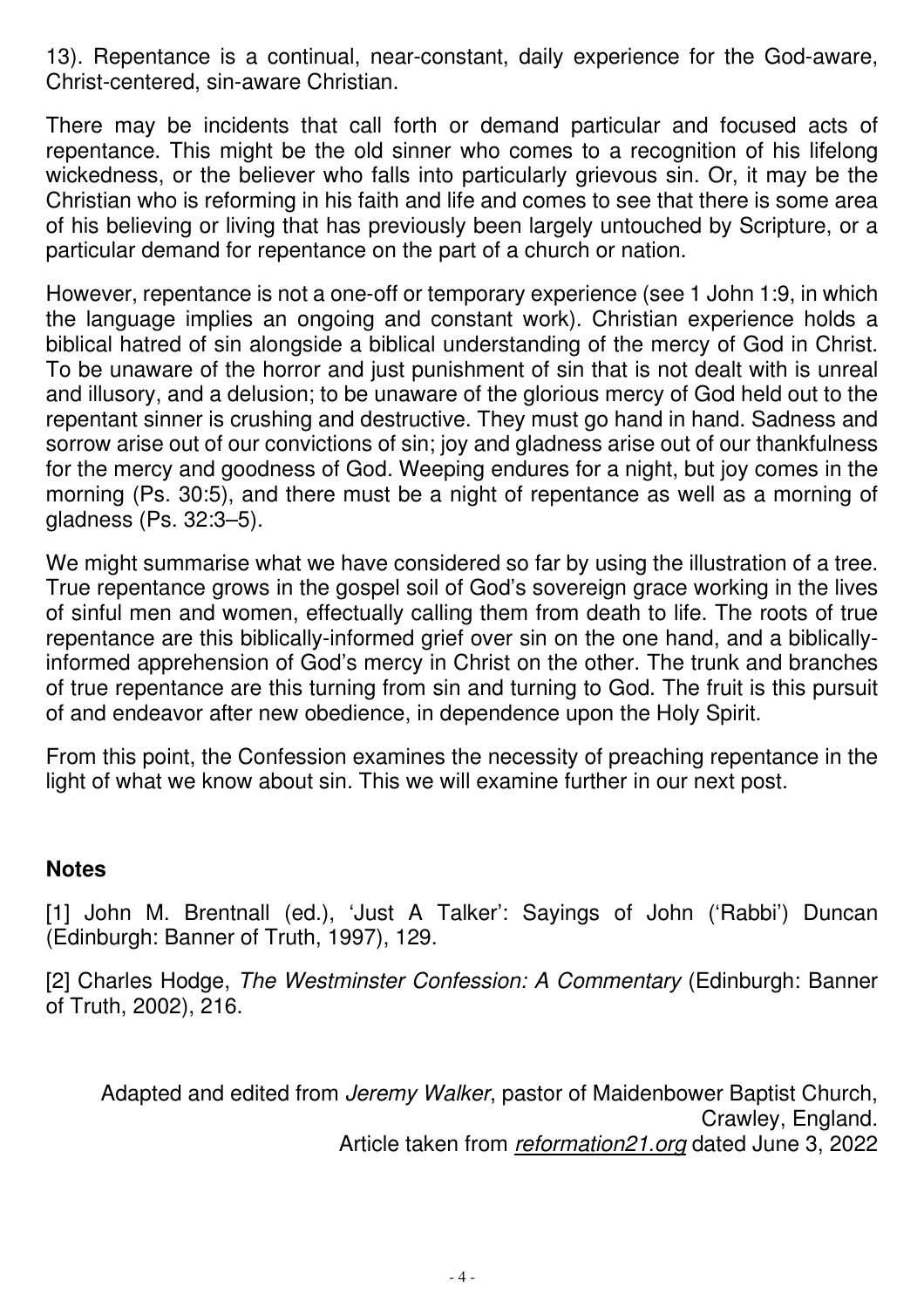13). Repentance is a continual, near-constant, daily experience for the God-aware, Christ-centered, sin-aware Christian.

There may be incidents that call forth or demand particular and focused acts of repentance. This might be the old sinner who comes to a recognition of his lifelong wickedness, or the believer who falls into particularly grievous sin. Or, it may be the Christian who is reforming in his faith and life and comes to see that there is some area of his believing or living that has previously been largely untouched by Scripture, or a particular demand for repentance on the part of a church or nation.

However, repentance is not a one-off or temporary experience (see 1 John 1:9, in which the language implies an ongoing and constant work). Christian experience holds a biblical hatred of sin alongside a biblical understanding of the mercy of God in Christ. To be unaware of the horror and just punishment of sin that is not dealt with is unreal and illusory, and a delusion; to be unaware of the glorious mercy of God held out to the repentant sinner is crushing and destructive. They must go hand in hand. Sadness and sorrow arise out of our convictions of sin; joy and gladness arise out of our thankfulness for the mercy and goodness of God. Weeping endures for a night, but joy comes in the morning (Ps. 30:5), and there must be a night of repentance as well as a morning of gladness (Ps. 32:3–5).

We might summarise what we have considered so far by using the illustration of a tree. True repentance grows in the gospel soil of God's sovereign grace working in the lives of sinful men and women, effectually calling them from death to life. The roots of true repentance are this biblically-informed grief over sin on the one hand, and a biblically-informed apprehension of God's mercy in Christ on the other. The trunk and branches of true repentance are this turning from sin and turning to God. The fruit is this pursuit of and endeavor after new obedience, in dependence upon the Holy Spirit.

From this point, the Confession examines the necessity of preaching repentance in the light of what we know about sin. This we will examine further in our next post.

## Notes

[1] John M. Brentnall (ed.), 'Just A Talker': Sayings of John ('Rabbi') Duncan (Edinburgh: Banner of Truth, 1997), 129.

[2] Charles Hodge, *The Westminster Confession: A Commentary* (Edinburgh: Banner of Truth, 2002), 216.

Adapted and edited from *Jeremy Walker*, pastor of Maidenbower Baptist Church, Crawley, England.
Article taken from *reformation21.org* dated June 3, 2022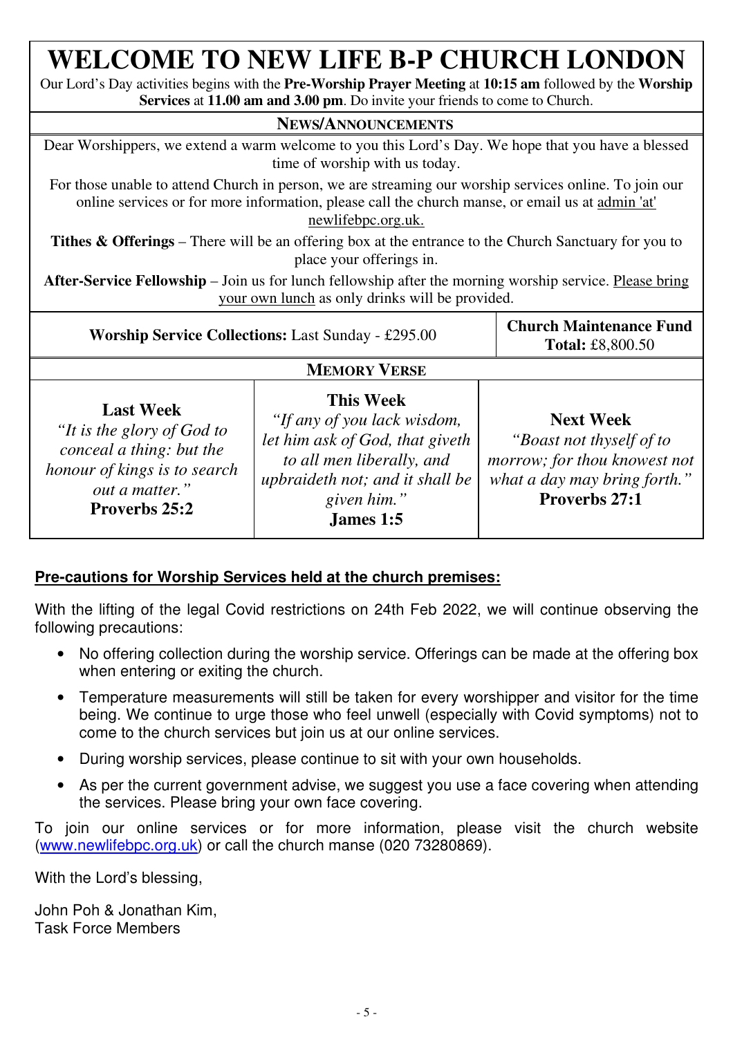# WELCOME TO NEW LIFE B-P CHURCH LONDON

Our Lord's Day activities begins with the **Pre-Worship Prayer Meeting** at **10:15 am** followed by the **Worship Services** at **11.00 am and 3.00 pm**. Do invite your friends to come to Church.

## NEWS/ANNOUNCEMENTS

Dear Worshippers, we extend a warm welcome to you this Lord's Day. We hope that you have a blessed time of worship with us today.

For those unable to attend Church in person, we are streaming our worship services online. To join our online services or for more information, please call the church manse, or email us at admin 'at' newlifebpc.org.uk.

**Tithes & Offerings** – There will be an offering box at the entrance to the Church Sanctuary for you to place your offerings in.

**After-Service Fellowship** – Join us for lunch fellowship after the morning worship service. Please bring your own lunch as only drinks will be provided.

| | |
|---|---|
| **Worship Service Collections:** Last Sunday - £295.00 | **Church Maintenance Fund Total:** £8,800.50 |

## MEMORY VERSE

| **Last Week** | **This Week** | **Next Week** |
|---|---|---|
| *"It is the glory of God to conceal a thing: but the honour of kings is to search out a matter."* **Proverbs 25:2** | *"If any of you lack wisdom, let him ask of God, that giveth to all men liberally, and upbraideth not; and it shall be given him."* **James 1:5** | *"Boast not thyself of to morrow; for thou knowest not what a day may bring forth."* **Proverbs 27:1** |

**Pre-cautions for Worship Services held at the church premises:**

With the lifting of the legal Covid restrictions on 24th Feb 2022, we will continue observing the following precautions:

- No offering collection during the worship service. Offerings can be made at the offering box when entering or exiting the church.
- Temperature measurements will still be taken for every worshipper and visitor for the time being. We continue to urge those who feel unwell (especially with Covid symptoms) not to come to the church services but join us at our online services.
- During worship services, please continue to sit with your own households.
- As per the current government advise, we suggest you use a face covering when attending the services. Please bring your own face covering.

To join our online services or for more information, please visit the church website (www.newlifebpc.org.uk) or call the church manse (020 73280869).

With the Lord's blessing,

John Poh & Jonathan Kim,
Task Force Members